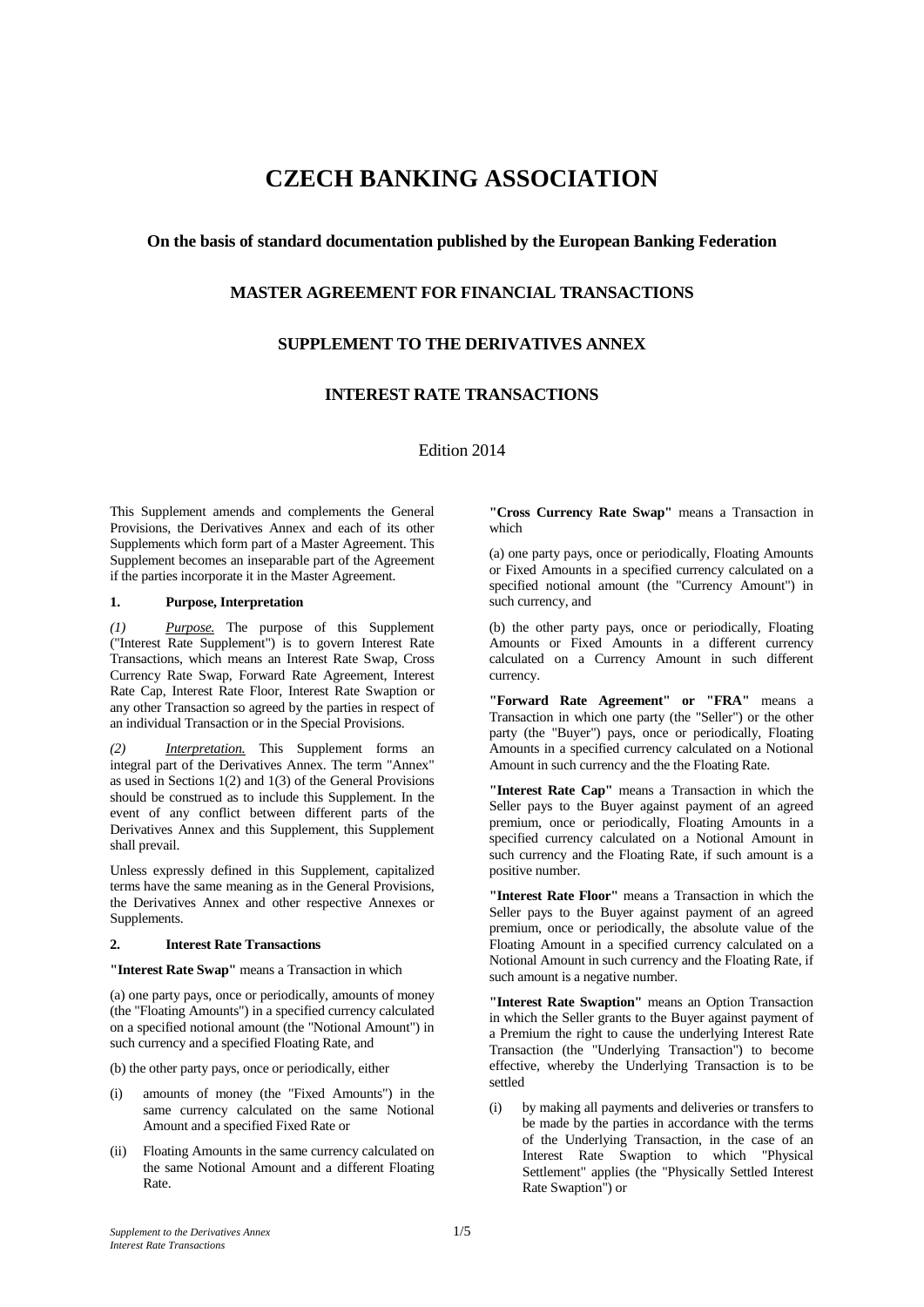# CZECH BANKING ASSOCIATION

### On the basis of standard documentation published by the European Banking Federation

### MASTER AGREEMENT FOR FINANCIAL TRANSACTIONS

### SUPPLEMENT TO THE DERIVATIVES ANNEX

### INTEREST RATE TRANSACTIONS

Edition 2014

This Supplement amends and complements the General Provisions, the Derivatives Annex and each of its other Supplements which form part of a Master Agreement. This Supplement becomes an inseparable part of the Agreement if the parties incorporate it in the Master Agreement.

**1. Purpose, Interpretation**

*(1)* *Purpose.* The purpose of this Supplement ("Interest Rate Supplement") is to govern Interest Rate Transactions, which means an Interest Rate Swap, Cross Currency Rate Swap, Forward Rate Agreement, Interest Rate Cap, Interest Rate Floor, Interest Rate Swaption or any other Transaction so agreed by the parties in respect of an individual Transaction or in the Special Provisions.

*(2)* *Interpretation.* This Supplement forms an integral part of the Derivatives Annex. The term "Annex" as used in Sections 1(2) and 1(3) of the General Provisions should be construed as to include this Supplement. In the event of any conflict between different parts of the Derivatives Annex and this Supplement, this Supplement shall prevail.

Unless expressly defined in this Supplement, capitalized terms have the same meaning as in the General Provisions, the Derivatives Annex and other respective Annexes or Supplements.

**2. Interest Rate Transactions**

**"Interest Rate Swap"** means a Transaction in which

(a) one party pays, once or periodically, amounts of money (the "Floating Amounts") in a specified currency calculated on a specified notional amount (the "Notional Amount") in such currency and a specified Floating Rate, and

(b) the other party pays, once or periodically, either

(i) amounts of money (the "Fixed Amounts") in the same currency calculated on the same Notional Amount and a specified Fixed Rate or

(ii) Floating Amounts in the same currency calculated on the same Notional Amount and a different Floating Rate.

**"Cross Currency Rate Swap"** means a Transaction in which

(a) one party pays, once or periodically, Floating Amounts or Fixed Amounts in a specified currency calculated on a specified notional amount (the "Currency Amount") in such currency, and

(b) the other party pays, once or periodically, Floating Amounts or Fixed Amounts in a different currency calculated on a Currency Amount in such different currency.

**"Forward Rate Agreement" or "FRA"** means a Transaction in which one party (the "Seller") or the other party (the "Buyer") pays, once or periodically, Floating Amounts in a specified currency calculated on a Notional Amount in such currency and the the Floating Rate.

**"Interest Rate Cap"** means a Transaction in which the Seller pays to the Buyer against payment of an agreed premium, once or periodically, Floating Amounts in a specified currency calculated on a Notional Amount in such currency and the Floating Rate, if such amount is a positive number.

**"Interest Rate Floor"** means a Transaction in which the Seller pays to the Buyer against payment of an agreed premium, once or periodically, the absolute value of the Floating Amount in a specified currency calculated on a Notional Amount in such currency and the Floating Rate, if such amount is a negative number.

**"Interest Rate Swaption"** means an Option Transaction in which the Seller grants to the Buyer against payment of a Premium the right to cause the underlying Interest Rate Transaction (the "Underlying Transaction") to become effective, whereby the Underlying Transaction is to be settled

(i) by making all payments and deliveries or transfers to be made by the parties in accordance with the terms of the Underlying Transaction, in the case of an Interest Rate Swaption to which "Physical Settlement" applies (the "Physically Settled Interest Rate Swaption") or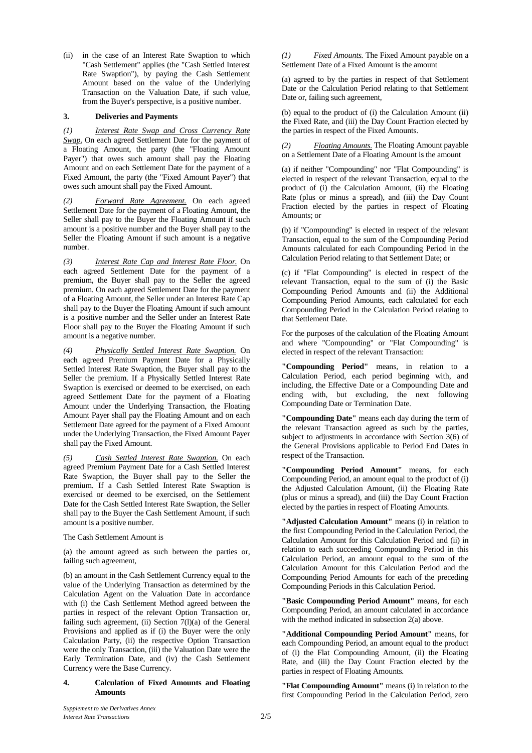(ii) in the case of an Interest Rate Swaption to which "Cash Settlement" applies (the "Cash Settled Interest Rate Swaption"), by paying the Cash Settlement Amount based on the value of the Underlying Transaction on the Valuation Date, if such value, from the Buyer's perspective, is a positive number.

### 3. Deliveries and Payments

*(1) Interest Rate Swap and Cross Currency Rate Swap.* On each agreed Settlement Date for the payment of a Floating Amount, the party (the "Floating Amount Payer") that owes such amount shall pay the Floating Amount and on each Settlement Date for the payment of a Fixed Amount, the party (the "Fixed Amount Payer") that owes such amount shall pay the Fixed Amount.

*(2) Forward Rate Agreement.* On each agreed Settlement Date for the payment of a Floating Amount, the Seller shall pay to the Buyer the Floating Amount if such amount is a positive number and the Buyer shall pay to the Seller the Floating Amount if such amount is a negative number.

*(3) Interest Rate Cap and Interest Rate Floor.* On each agreed Settlement Date for the payment of a premium, the Buyer shall pay to the Seller the agreed premium. On each agreed Settlement Date for the payment of a Floating Amount, the Seller under an Interest Rate Cap shall pay to the Buyer the Floating Amount if such amount is a positive number and the Seller under an Interest Rate Floor shall pay to the Buyer the Floating Amount if such amount is a negative number.

*(4) Physically Settled Interest Rate Swaption.* On each agreed Premium Payment Date for a Physically Settled Interest Rate Swaption, the Buyer shall pay to the Seller the premium. If a Physically Settled Interest Rate Swaption is exercised or deemed to be exercised, on each agreed Settlement Date for the payment of a Floating Amount under the Underlying Transaction, the Floating Amount Payer shall pay the Floating Amount and on each Settlement Date agreed for the payment of a Fixed Amount under the Underlying Transaction, the Fixed Amount Payer shall pay the Fixed Amount.

*(5) Cash Settled Interest Rate Swaption.* On each agreed Premium Payment Date for a Cash Settled Interest Rate Swaption, the Buyer shall pay to the Seller the premium. If a Cash Settled Interest Rate Swaption is exercised or deemed to be exercised, on the Settlement Date for the Cash Settled Interest Rate Swaption, the Seller shall pay to the Buyer the Cash Settlement Amount, if such amount is a positive number.

The Cash Settlement Amount is

(a) the amount agreed as such between the parties or, failing such agreement,

(b) an amount in the Cash Settlement Currency equal to the value of the Underlying Transaction as determined by the Calculation Agent on the Valuation Date in accordance with (i) the Cash Settlement Method agreed between the parties in respect of the relevant Option Transaction or, failing such agreement, (ii) Section 7(l)(a) of the General Provisions and applied as if (i) the Buyer were the only Calculation Party, (ii) the respective Option Transaction were the only Transaction, (iii) the Valuation Date were the Early Termination Date, and (iv) the Cash Settlement Currency were the Base Currency.

### 4. Calculation of Fixed Amounts and Floating Amounts

*(1) Fixed Amounts.* The Fixed Amount payable on a Settlement Date of a Fixed Amount is the amount

(a) agreed to by the parties in respect of that Settlement Date or the Calculation Period relating to that Settlement Date or, failing such agreement,

(b) equal to the product of (i) the Calculation Amount (ii) the Fixed Rate, and (iii) the Day Count Fraction elected by the parties in respect of the Fixed Amounts.

*(2) Floating Amounts.* The Floating Amount payable on a Settlement Date of a Floating Amount is the amount

(a) if neither "Compounding" nor "Flat Compounding" is elected in respect of the relevant Transaction, equal to the product of (i) the Calculation Amount, (ii) the Floating Rate (plus or minus a spread), and (iii) the Day Count Fraction elected by the parties in respect of Floating Amounts; or

(b) if "Compounding" is elected in respect of the relevant Transaction, equal to the sum of the Compounding Period Amounts calculated for each Compounding Period in the Calculation Period relating to that Settlement Date; or

(c) if "Flat Compounding" is elected in respect of the relevant Transaction, equal to the sum of (i) the Basic Compounding Period Amounts and (ii) the Additional Compounding Period Amounts, each calculated for each Compounding Period in the Calculation Period relating to that Settlement Date.

For the purposes of the calculation of the Floating Amount and where "Compounding" or "Flat Compounding" is elected in respect of the relevant Transaction:

**"Compounding Period"** means, in relation to a Calculation Period, each period beginning with, and including, the Effective Date or a Compounding Date and ending with, but excluding, the next following Compounding Date or Termination Date.

**"Compounding Date"** means each day during the term of the relevant Transaction agreed as such by the parties, subject to adjustments in accordance with Section 3(6) of the General Provisions applicable to Period End Dates in respect of the Transaction.

**"Compounding Period Amount"** means, for each Compounding Period, an amount equal to the product of (i) the Adjusted Calculation Amount, (ii) the Floating Rate (plus or minus a spread), and (iii) the Day Count Fraction elected by the parties in respect of Floating Amounts.

**"Adjusted Calculation Amount"** means (i) in relation to the first Compounding Period in the Calculation Period, the Calculation Amount for this Calculation Period and (ii) in relation to each succeeding Compounding Period in this Calculation Period, an amount equal to the sum of the Calculation Amount for this Calculation Period and the Compounding Period Amounts for each of the preceding Compounding Periods in this Calculation Period.

**"Basic Compounding Period Amount"** means, for each Compounding Period, an amount calculated in accordance with the method indicated in subsection 2(a) above.

**"Additional Compounding Period Amount"** means, for each Compounding Period, an amount equal to the product of (i) the Flat Compounding Amount, (ii) the Floating Rate, and (iii) the Day Count Fraction elected by the parties in respect of Floating Amounts.

**"Flat Compounding Amount"** means (i) in relation to the first Compounding Period in the Calculation Period, zero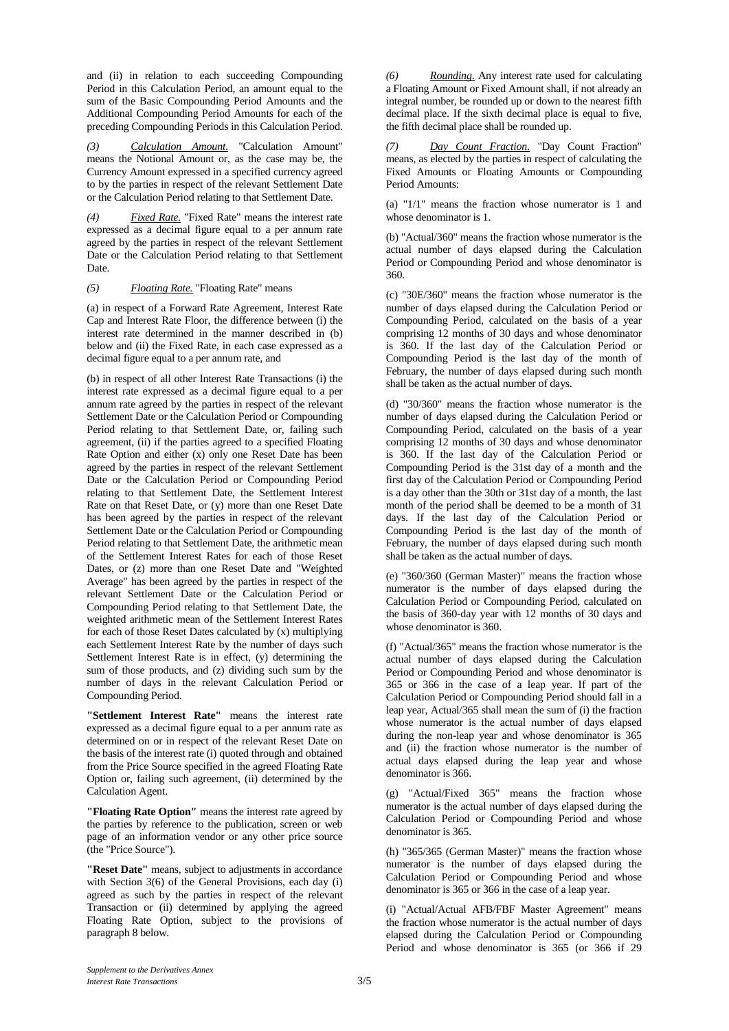and (ii) in relation to each succeeding Compounding Period in this Calculation Period, an amount equal to the sum of the Basic Compounding Period Amounts and the Additional Compounding Period Amounts for each of the preceding Compounding Periods in this Calculation Period.

*(3)* *Calculation Amount.* "Calculation Amount" means the Notional Amount or, as the case may be, the Currency Amount expressed in a specified currency agreed to by the parties in respect of the relevant Settlement Date or the Calculation Period relating to that Settlement Date.

*(4)* *Fixed Rate.* "Fixed Rate" means the interest rate expressed as a decimal figure equal to a per annum rate agreed by the parties in respect of the relevant Settlement Date or the Calculation Period relating to that Settlement Date.

*(5)* *Floating Rate.* "Floating Rate" means

(a) in respect of a Forward Rate Agreement, Interest Rate Cap and Interest Rate Floor, the difference between (i) the interest rate determined in the manner described in (b) below and (ii) the Fixed Rate, in each case expressed as a decimal figure equal to a per annum rate, and

(b) in respect of all other Interest Rate Transactions (i) the interest rate expressed as a decimal figure equal to a per annum rate agreed by the parties in respect of the relevant Settlement Date or the Calculation Period or Compounding Period relating to that Settlement Date, or, failing such agreement, (ii) if the parties agreed to a specified Floating Rate Option and either (x) only one Reset Date has been agreed by the parties in respect of the relevant Settlement Date or the Calculation Period or Compounding Period relating to that Settlement Date, the Settlement Interest Rate on that Reset Date, or (y) more than one Reset Date has been agreed by the parties in respect of the relevant Settlement Date or the Calculation Period or Compounding Period relating to that Settlement Date, the arithmetic mean of the Settlement Interest Rates for each of those Reset Dates, or (z) more than one Reset Date and "Weighted Average" has been agreed by the parties in respect of the relevant Settlement Date or the Calculation Period or Compounding Period relating to that Settlement Date, the weighted arithmetic mean of the Settlement Interest Rates for each of those Reset Dates calculated by (x) multiplying each Settlement Interest Rate by the number of days such Settlement Interest Rate is in effect, (y) determining the sum of those products, and (z) dividing such sum by the number of days in the relevant Calculation Period or Compounding Period.

**"Settlement Interest Rate"** means the interest rate expressed as a decimal figure equal to a per annum rate as determined on or in respect of the relevant Reset Date on the basis of the interest rate (i) quoted through and obtained from the Price Source specified in the agreed Floating Rate Option or, failing such agreement, (ii) determined by the Calculation Agent.

**"Floating Rate Option"** means the interest rate agreed by the parties by reference to the publication, screen or web page of an information vendor or any other price source (the "Price Source").

**"Reset Date"** means, subject to adjustments in accordance with Section 3(6) of the General Provisions, each day (i) agreed as such by the parties in respect of the relevant Transaction or (ii) determined by applying the agreed Floating Rate Option, subject to the provisions of paragraph 8 below.

*(6)* *Rounding.* Any interest rate used for calculating a Floating Amount or Fixed Amount shall, if not already an integral number, be rounded up or down to the nearest fifth decimal place. If the sixth decimal place is equal to five, the fifth decimal place shall be rounded up.

*(7)* *Day Count Fraction.* "Day Count Fraction" means, as elected by the parties in respect of calculating the Fixed Amounts or Floating Amounts or Compounding Period Amounts:

(a) "1/1" means the fraction whose numerator is 1 and whose denominator is 1.

(b) "Actual/360" means the fraction whose numerator is the actual number of days elapsed during the Calculation Period or Compounding Period and whose denominator is 360.

(c) "30E/360" means the fraction whose numerator is the number of days elapsed during the Calculation Period or Compounding Period, calculated on the basis of a year comprising 12 months of 30 days and whose denominator is 360. If the last day of the Calculation Period or Compounding Period is the last day of the month of February, the number of days elapsed during such month shall be taken as the actual number of days.

(d) "30/360" means the fraction whose numerator is the number of days elapsed during the Calculation Period or Compounding Period, calculated on the basis of a year comprising 12 months of 30 days and whose denominator is 360. If the last day of the Calculation Period or Compounding Period is the 31st day of a month and the first day of the Calculation Period or Compounding Period is a day other than the 30th or 31st day of a month, the last month of the period shall be deemed to be a month of 31 days. If the last day of the Calculation Period or Compounding Period is the last day of the month of February, the number of days elapsed during such month shall be taken as the actual number of days.

(e) "360/360 (German Master)" means the fraction whose numerator is the number of days elapsed during the Calculation Period or Compounding Period, calculated on the basis of 360-day year with 12 months of 30 days and whose denominator is 360.

(f) "Actual/365" means the fraction whose numerator is the actual number of days elapsed during the Calculation Period or Compounding Period and whose denominator is 365 or 366 in the case of a leap year. If part of the Calculation Period or Compounding Period should fall in a leap year, Actual/365 shall mean the sum of (i) the fraction whose numerator is the actual number of days elapsed during the non-leap year and whose denominator is 365 and (ii) the fraction whose numerator is the number of actual days elapsed during the leap year and whose denominator is 366.

(g) "Actual/Fixed 365" means the fraction whose numerator is the actual number of days elapsed during the Calculation Period or Compounding Period and whose denominator is 365.

(h) "365/365 (German Master)" means the fraction whose numerator is the number of days elapsed during the Calculation Period or Compounding Period and whose denominator is 365 or 366 in the case of a leap year.

(i) "Actual/Actual AFB/FBF Master Agreement" means the fraction whose numerator is the actual number of days elapsed during the Calculation Period or Compounding Period and whose denominator is 365 (or 366 if 29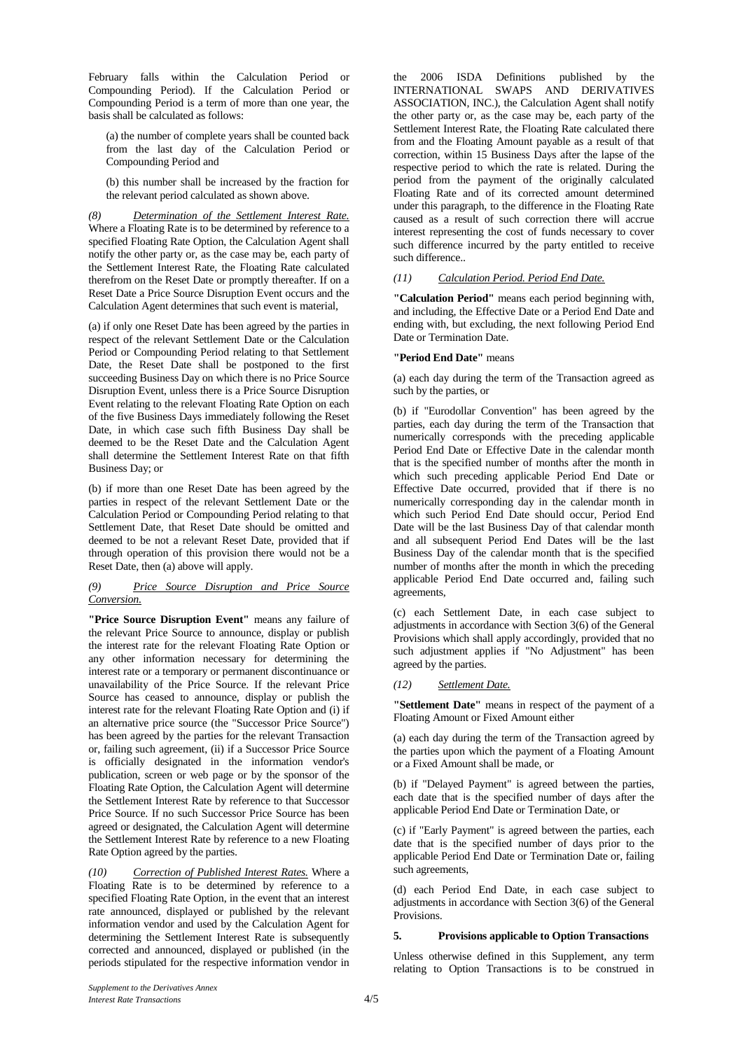February falls within the Calculation Period or Compounding Period). If the Calculation Period or Compounding Period is a term of more than one year, the basis shall be calculated as follows:

(a) the number of complete years shall be counted back from the last day of the Calculation Period or Compounding Period and

(b) this number shall be increased by the fraction for the relevant period calculated as shown above.

*(8) Determination of the Settlement Interest Rate.* Where a Floating Rate is to be determined by reference to a specified Floating Rate Option, the Calculation Agent shall notify the other party or, as the case may be, each party of the Settlement Interest Rate, the Floating Rate calculated therefrom on the Reset Date or promptly thereafter. If on a Reset Date a Price Source Disruption Event occurs and the Calculation Agent determines that such event is material,

(a) if only one Reset Date has been agreed by the parties in respect of the relevant Settlement Date or the Calculation Period or Compounding Period relating to that Settlement Date, the Reset Date shall be postponed to the first succeeding Business Day on which there is no Price Source Disruption Event, unless there is a Price Source Disruption Event relating to the relevant Floating Rate Option on each of the five Business Days immediately following the Reset Date, in which case such fifth Business Day shall be deemed to be the Reset Date and the Calculation Agent shall determine the Settlement Interest Rate on that fifth Business Day; or

(b) if more than one Reset Date has been agreed by the parties in respect of the relevant Settlement Date or the Calculation Period or Compounding Period relating to that Settlement Date, that Reset Date should be omitted and deemed to be not a relevant Reset Date, provided that if through operation of this provision there would not be a Reset Date, then (a) above will apply.

*(9) Price Source Disruption and Price Source Conversion.*

**"Price Source Disruption Event"** means any failure of the relevant Price Source to announce, display or publish the interest rate for the relevant Floating Rate Option or any other information necessary for determining the interest rate or a temporary or permanent discontinuance or unavailability of the Price Source. If the relevant Price Source has ceased to announce, display or publish the interest rate for the relevant Floating Rate Option and (i) if an alternative price source (the "Successor Price Source") has been agreed by the parties for the relevant Transaction or, failing such agreement, (ii) if a Successor Price Source is officially designated in the information vendor's publication, screen or web page or by the sponsor of the Floating Rate Option, the Calculation Agent will determine the Settlement Interest Rate by reference to that Successor Price Source. If no such Successor Price Source has been agreed or designated, the Calculation Agent will determine the Settlement Interest Rate by reference to a new Floating Rate Option agreed by the parties.

*(10) Correction of Published Interest Rates.* Where a Floating Rate is to be determined by reference to a specified Floating Rate Option, in the event that an interest rate announced, displayed or published by the relevant information vendor and used by the Calculation Agent for determining the Settlement Interest Rate is subsequently corrected and announced, displayed or published (in the periods stipulated for the respective information vendor in the 2006 ISDA Definitions published by the INTERNATIONAL SWAPS AND DERIVATIVES ASSOCIATION, INC.), the Calculation Agent shall notify the other party or, as the case may be, each party of the Settlement Interest Rate, the Floating Rate calculated there from and the Floating Amount payable as a result of that correction, within 15 Business Days after the lapse of the respective period to which the rate is related. During the period from the payment of the originally calculated Floating Rate and of its corrected amount determined under this paragraph, to the difference in the Floating Rate caused as a result of such correction there will accrue interest representing the cost of funds necessary to cover such difference incurred by the party entitled to receive such difference..

*(11) Calculation Period. Period End Date.*

**"Calculation Period"** means each period beginning with, and including, the Effective Date or a Period End Date and ending with, but excluding, the next following Period End Date or Termination Date.

**"Period End Date"** means

(a) each day during the term of the Transaction agreed as such by the parties, or

(b) if "Eurodollar Convention" has been agreed by the parties, each day during the term of the Transaction that numerically corresponds with the preceding applicable Period End Date or Effective Date in the calendar month that is the specified number of months after the month in which such preceding applicable Period End Date or Effective Date occurred, provided that if there is no numerically corresponding day in the calendar month in which such Period End Date should occur, Period End Date will be the last Business Day of that calendar month and all subsequent Period End Dates will be the last Business Day of the calendar month that is the specified number of months after the month in which the preceding applicable Period End Date occurred and, failing such agreements,

(c) each Settlement Date, in each case subject to adjustments in accordance with Section 3(6) of the General Provisions which shall apply accordingly, provided that no such adjustment applies if "No Adjustment" has been agreed by the parties.

*(12) Settlement Date.*

**"Settlement Date"** means in respect of the payment of a Floating Amount or Fixed Amount either

(a) each day during the term of the Transaction agreed by the parties upon which the payment of a Floating Amount or a Fixed Amount shall be made, or

(b) if "Delayed Payment" is agreed between the parties, each date that is the specified number of days after the applicable Period End Date or Termination Date, or

(c) if "Early Payment" is agreed between the parties, each date that is the specified number of days prior to the applicable Period End Date or Termination Date or, failing such agreements,

(d) each Period End Date, in each case subject to adjustments in accordance with Section 3(6) of the General Provisions.

## 5. Provisions applicable to Option Transactions

Unless otherwise defined in this Supplement, any term relating to Option Transactions is to be construed in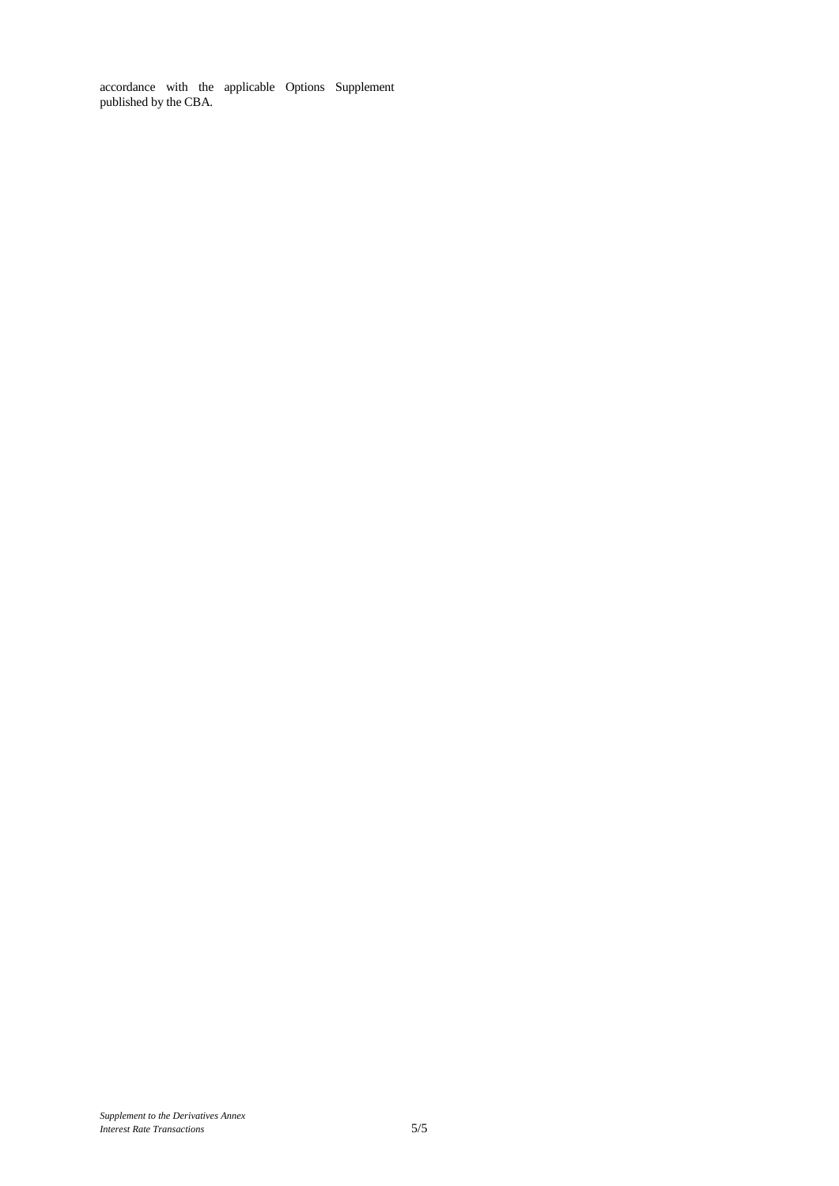accordance with the applicable Options Supplement published by the CBA.